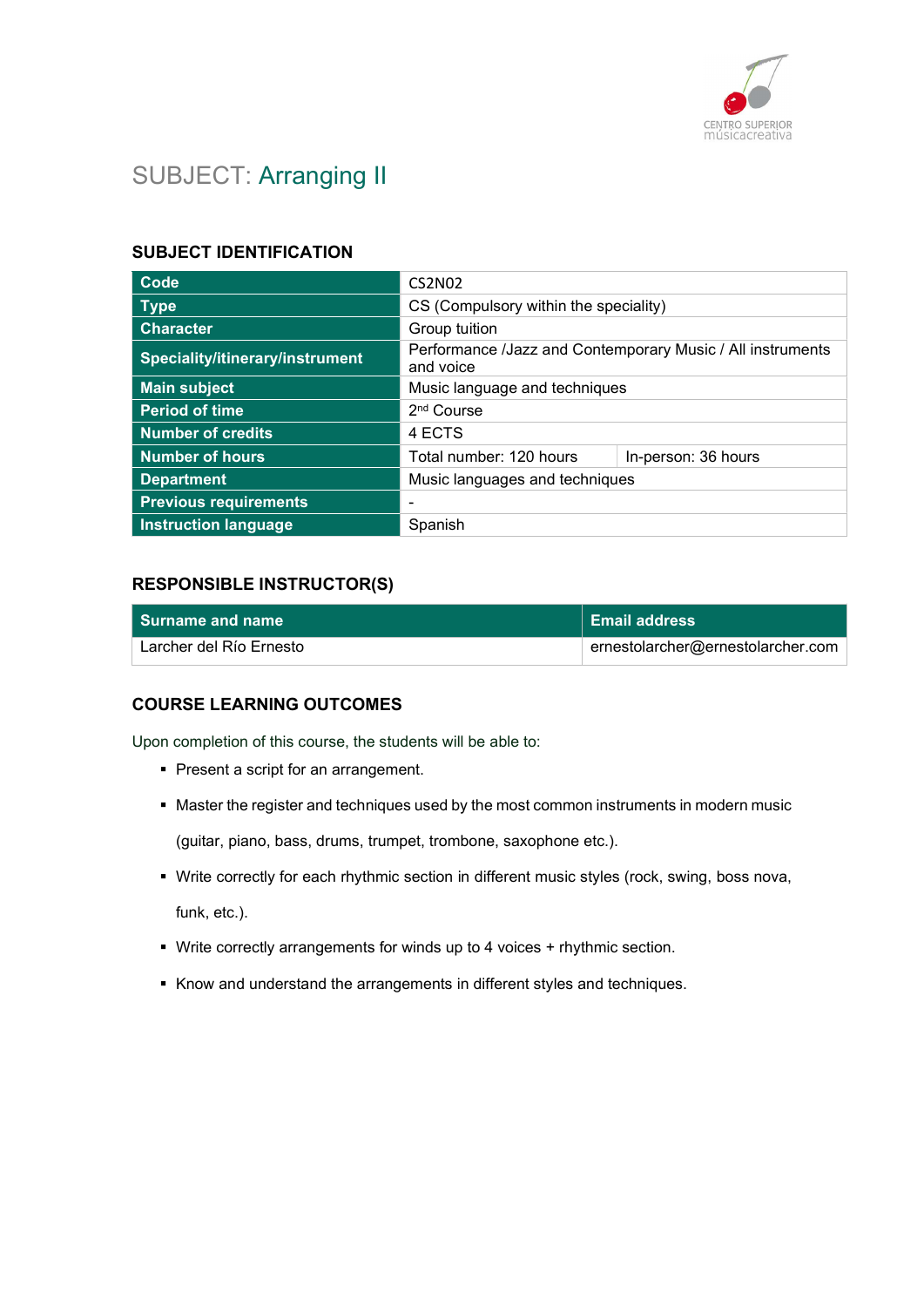# SUBJECT: Arranging II

## SUBJECT IDENTIFICATION

| Code | CS2N02 | |
|---|---|---|
| Type | CS (Compulsory within the speciality) | |
| Character | Group tuition | |
| Speciality/itinerary/instrument | Performance /Jazz and Contemporary Music / All instruments and voice | |
| Main subject | Music language and techniques | |
| Period of time | 2nd Course | |
| Number of credits | 4 ECTS | |
| Number of hours | Total number: 120 hours | In-person: 36 hours |
| Department | Music languages and techniques | |
| Previous requirements | - | |
| Instruction language | Spanish | |

## RESPONSIBLE INSTRUCTOR(S)

| Surname and name | Email address |
|---|---|
| Larcher del Río Ernesto | ernestolarcher@ernestolarcher.com |

## COURSE LEARNING OUTCOMES

Upon completion of this course, the students will be able to:

- Present a script for an arrangement.
- Master the register and techniques used by the most common instruments in modern music (guitar, piano, bass, drums, trumpet, trombone, saxophone etc.).
- Write correctly for each rhythmic section in different music styles (rock, swing, boss nova, funk, etc.).
- Write correctly arrangements for winds up to 4 voices + rhythmic section.
- Know and understand the arrangements in different styles and techniques.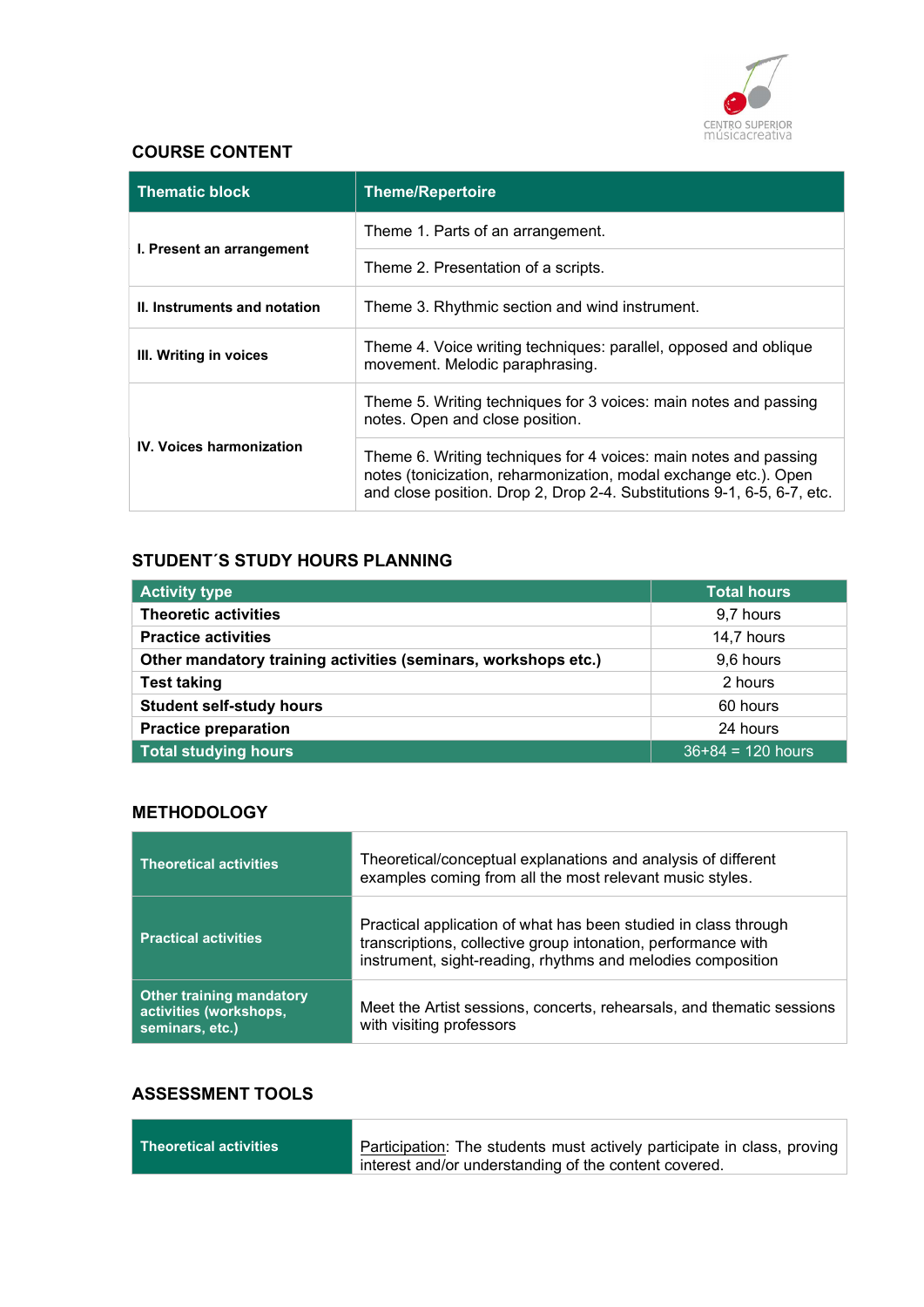## COURSE CONTENT

| Thematic block | Theme/Repertoire |
|---|---|
| **I. Present an arrangement** | Theme 1. Parts of an arrangement. |
| | Theme 2. Presentation of a scripts. |
| **II. Instruments and notation** | Theme 3. Rhythmic section and wind instrument. |
| **III. Writing in voices** | Theme 4. Voice writing techniques: parallel, opposed and oblique movement. Melodic paraphrasing. |
| **IV. Voices harmonization** | Theme 5. Writing techniques for 3 voices: main notes and passing notes. Open and close position. |
| | Theme 6. Writing techniques for 4 voices: main notes and passing notes (tonicization, reharmonization, modal exchange etc.). Open and close position. Drop 2, Drop 2-4. Substitutions 9-1, 6-5, 6-7, etc. |

## STUDENT´S STUDY HOURS PLANNING

| Activity type | Total hours |
|---|---|
| **Theoretic activities** | 9,7 hours |
| **Practice activities** | 14,7 hours |
| **Other mandatory training activities (seminars, workshops etc.)** | 9,6 hours |
| **Test taking** | 2 hours |
| **Student self-study hours** | 60 hours |
| **Practice preparation** | 24 hours |
| **Total studying hours** | 36+84 = 120 hours |

## METHODOLOGY

| | |
|---|---|
| **Theoretical activities** | Theoretical/conceptual explanations and analysis of different examples coming from all the most relevant music styles. |
| **Practical activities** | Practical application of what has been studied in class through transcriptions, collective group intonation, performance with instrument, sight-reading, rhythms and melodies composition |
| **Other training mandatory activities (workshops, seminars, etc.)** | Meet the Artist sessions, concerts, rehearsals, and thematic sessions with visiting professors |

## ASSESSMENT TOOLS

| | |
|---|---|
| **Theoretical activities** | Participation: The students must actively participate in class, proving interest and/or understanding of the content covered. |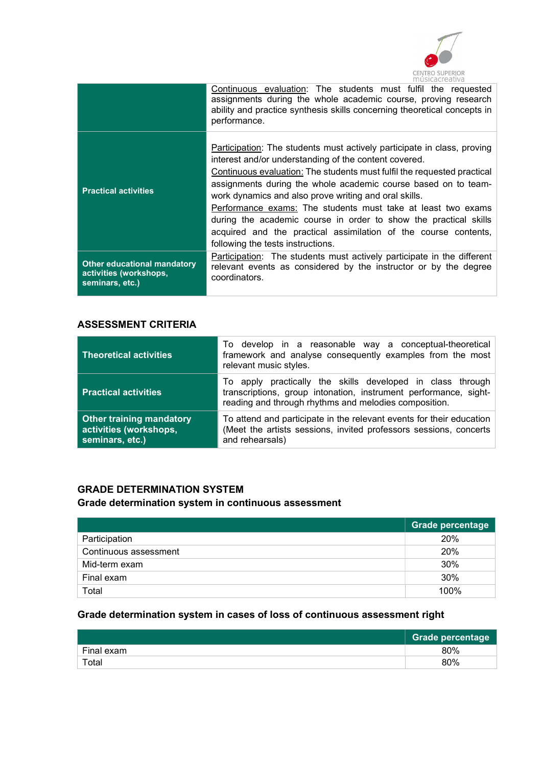| | |
|---|---|
| | Continuous evaluation: The students must fulfil the requested assignments during the whole academic course, proving research ability and practice synthesis skills concerning theoretical concepts in performance. |
| **Practical activities** | Participation: The students must actively participate in class, proving interest and/or understanding of the content covered. Continuous evaluation: The students must fulfil the requested practical assignments during the whole academic course based on to team-work dynamics and also prove writing and oral skills. Performance exams: The students must take at least two exams during the academic course in order to show the practical skills acquired and the practical assimilation of the course contents, following the tests instructions. |
| **Other educational mandatory activities (workshops, seminars, etc.)** | Participation: The students must actively participate in the different relevant events as considered by the instructor or by the degree coordinators. |

## ASSESSMENT CRITERIA

| | |
|---|---|
| **Theoretical activities** | To develop in a reasonable way a conceptual-theoretical framework and analyse consequently examples from the most relevant music styles. |
| **Practical activities** | To apply practically the skills developed in class through transcriptions, group intonation, instrument performance, sight-reading and through rhythms and melodies composition. |
| **Other training mandatory activities (workshops, seminars, etc.)** | To attend and participate in the relevant events for their education (Meet the artists sessions, invited professors sessions, concerts and rehearsals) |

## GRADE DETERMINATION SYSTEM

### Grade determination system in continuous assessment

| | Grade percentage |
|---|---|
| Participation | 20% |
| Continuous assessment | 20% |
| Mid-term exam | 30% |
| Final exam | 30% |
| Total | 100% |

### Grade determination system in cases of loss of continuous assessment right

| | Grade percentage |
|---|---|
| Final exam | 80% |
| Total | 80% |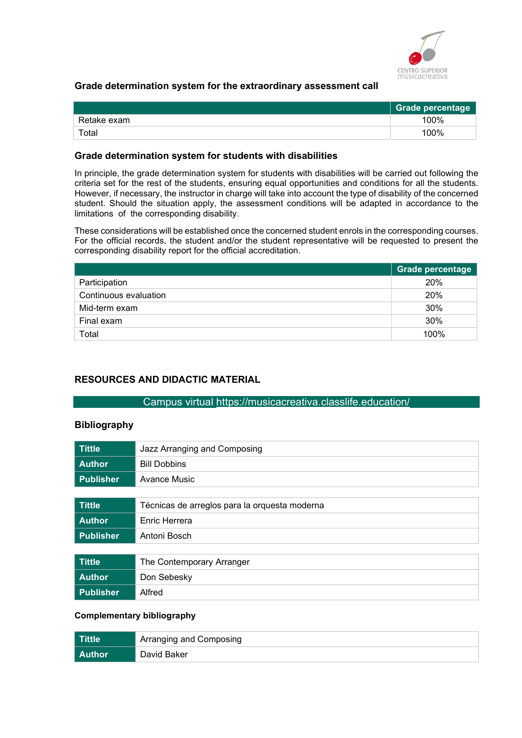### Grade determination system for the extraordinary assessment call

| | Grade percentage |
|---|---|
| Retake exam | 100% |
| Total | 100% |

### Grade determination system for students with disabilities

In principle, the grade determination system for students with disabilities will be carried out following the criteria set for the rest of the students, ensuring equal opportunities and conditions for all the students. However, if necessary, the instructor in charge will take into account the type of disability of the concerned student. Should the situation apply, the assessment conditions will be adapted in accordance to the limitations of the corresponding disability.

These considerations will be established once the concerned student enrols in the corresponding courses. For the official records, the student and/or the student representative will be requested to present the corresponding disability report for the official accreditation.

| | Grade percentage |
|---|---|
| Participation | 20% |
| Continuous evaluation | 20% |
| Mid-term exam | 30% |
| Final exam | 30% |
| Total | 100% |

## RESOURCES AND DIDACTIC MATERIAL

Campus virtual https://musicacreativa.classlife.education/

### Bibliography

| | |
|---|---|
| **Tittle** | Jazz Arranging and Composing |
| **Author** | Bill Dobbins |
| **Publisher** | Avance Music |

| | |
|---|---|
| **Tittle** | Técnicas de arreglos para la orquesta moderna |
| **Author** | Enric Herrera |
| **Publisher** | Antoni Bosch |

| | |
|---|---|
| **Tittle** | The Contemporary Arranger |
| **Author** | Don Sebesky |
| **Publisher** | Alfred |

#### Complementary bibliography

| | |
|---|---|
| **Tittle** | Arranging and Composing |
| **Author** | David Baker |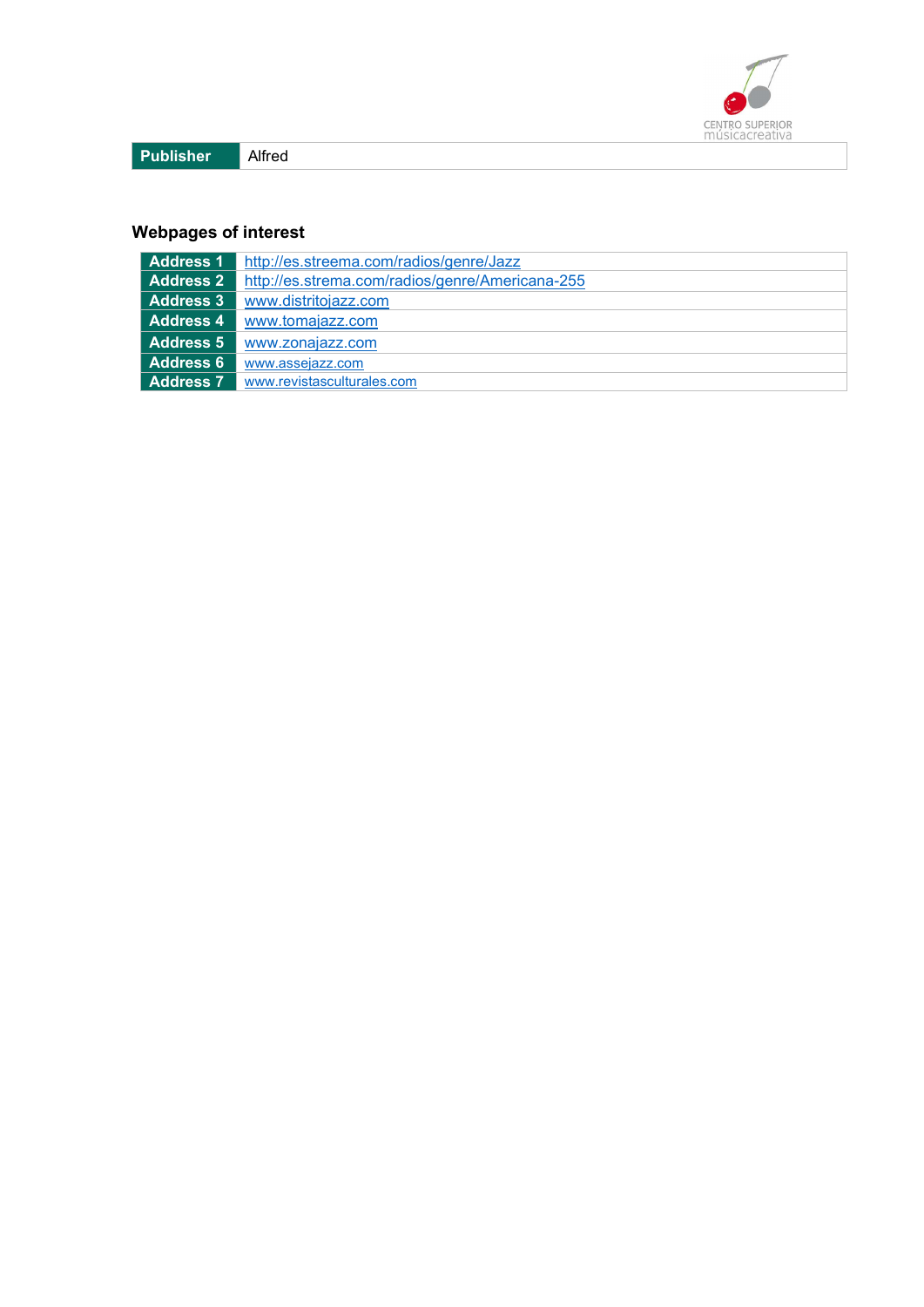| | |
|---|---|
| **Publisher** | Alfred |

## Webpages of interest

| | |
|---|---|
| **Address 1** | http://es.streema.com/radios/genre/Jazz |
| **Address 2** | http://es.strema.com/radios/genre/Americana-255 |
| **Address 3** | www.distritojazz.com |
| **Address 4** | www.tomajazz.com |
| **Address 5** | www.zonajazz.com |
| **Address 6** | www.assejazz.com |
| **Address 7** | www.revistasculturales.com |